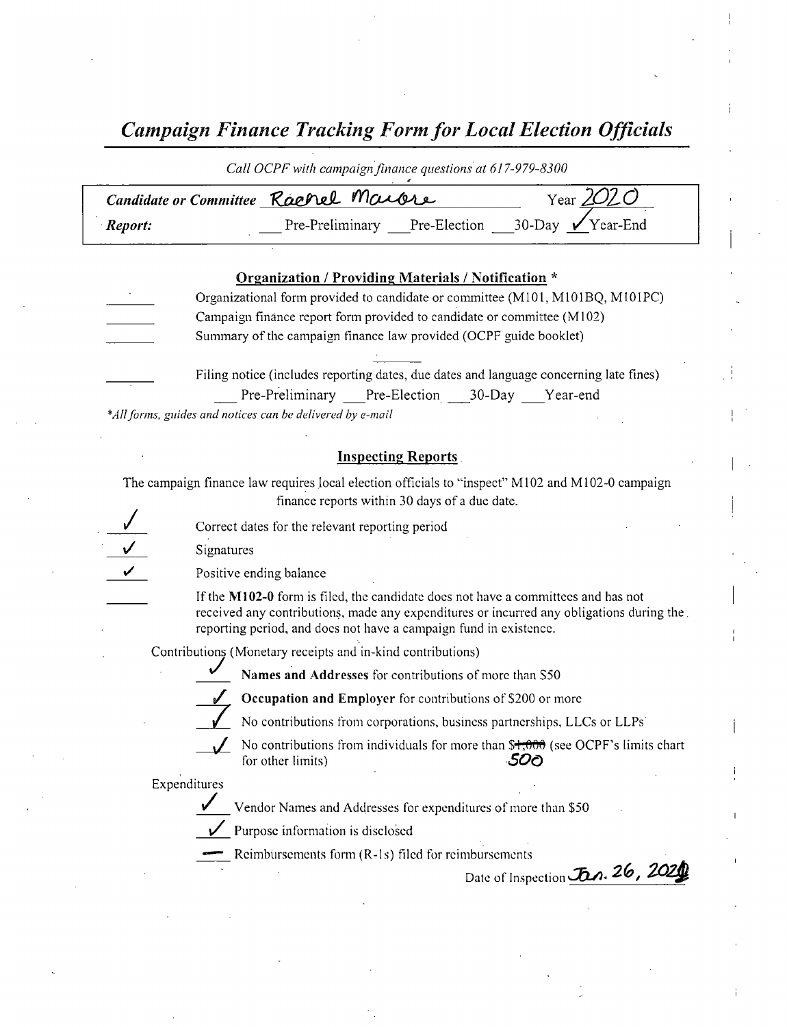# *Campaign Finance Tracking Form for Local Election Officials*

*Call OCPF with campaign finance questions at 617-979-8300*

| | |
|---|---|
| ***Candidate or Committee*** Rachel Maiore | Year 2020 |
| ***Report:*** | ___ Pre-Preliminary ___ Pre-Election ___ 30-Day ✓ Year-End |

## Organization / Providing Materials / Notification *

_____ Organizational form provided to candidate or committee (M101, M101BQ, M101PC)

_____ Campaign finance report form provided to candidate or committee (M102)

_____ Summary of the campaign finance law provided (OCPF guide booklet)

_____ Filing notice (includes reporting dates, due dates and language concerning late fines)

___ Pre-Preliminary ___ Pre-Election ___ 30-Day ___ Year-end

*\*All forms, guides and notices can be delivered by e-mail*

## Inspecting Reports

The campaign finance law requires local election officials to "inspect" M102 and M102-0 campaign finance reports within 30 days of a due date.

✓ Correct dates for the relevant reporting period

✓ Signatures

✓ Positive ending balance

_____ If the **M102-0** form is filed, the candidate does not have a committees and has not received any contributions, made any expenditures or incurred any obligations during the reporting period, and does not have a campaign fund in existence.

Contributions (Monetary receipts and in-kind contributions)

✓ **Names and Addresses** for contributions of more than $50

✓ **Occupation and Employer** for contributions of $200 or more

✓ No contributions from corporations, business partnerships, LLCs or LLPs

✓ No contributions from individuals for more than ~~$1,000~~ 500 (see OCPF's limits chart for other limits)

Expenditures

✓ Vendor Names and Addresses for expenditures of more than $50

✓ Purpose information is disclosed

— Reimbursements form (R-1s) filed for reimbursements

Date of Inspection Jan. 26, 2021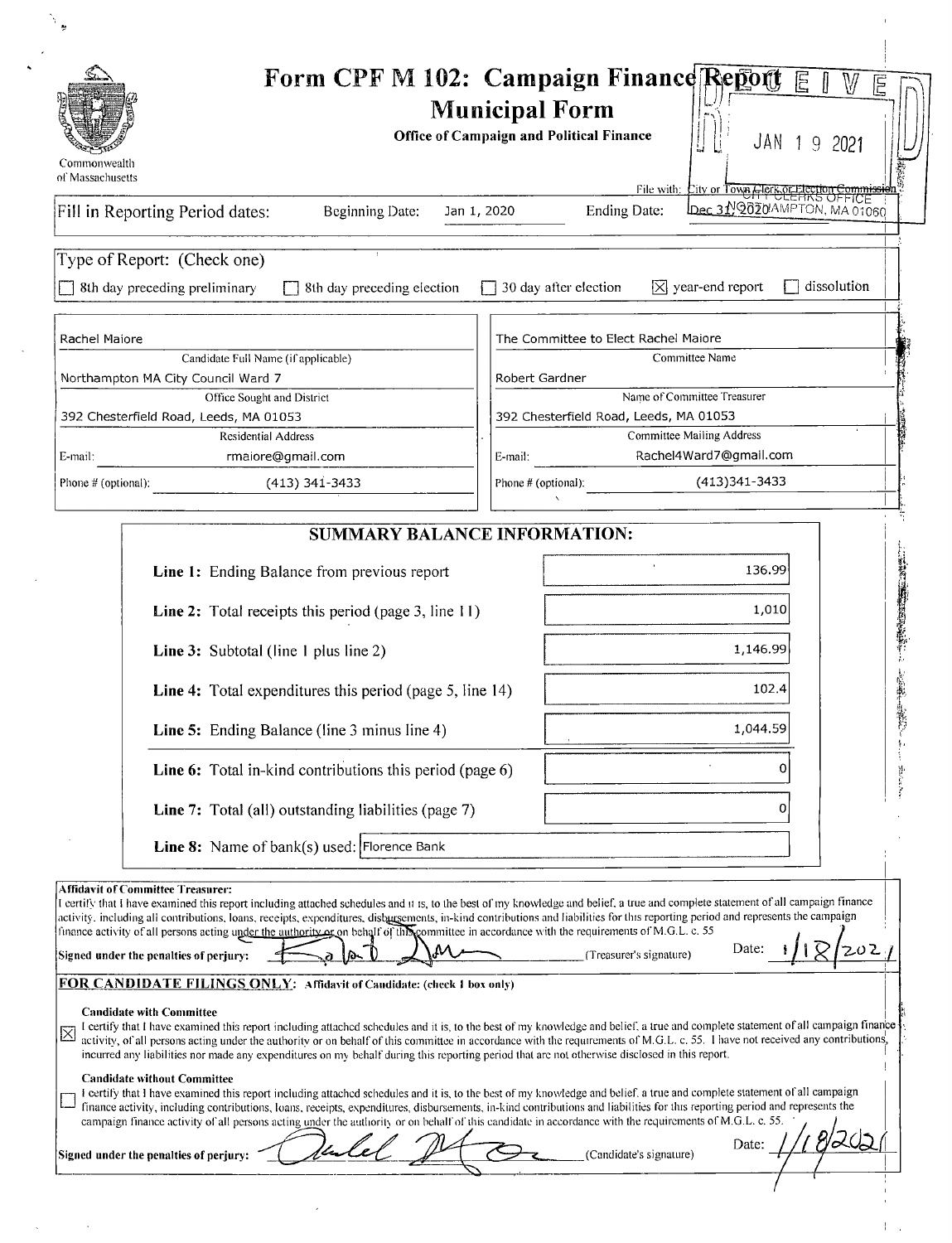# Form CPF M 102: Campaign Finance Report

## Municipal Form

**Office of Campaign and Political Finance**

Commonwealth of Massachusetts

RECEIVED JAN 19 2021 CITY CLERKS OFFICE NORTHAMPTON, MA 01060

File with: City or Town Clerk or Election Commission

Fill in Reporting Period dates: Beginning Date: Jan 1, 2020 Ending Date: Dec 31, 2020

Type of Report: (Check one)

- [ ] 8th day preceding preliminary
- [ ] 8th day preceding election
- [ ] 30 day after election
- [x] year-end report
- [ ] dissolution

| | |
|---|---|
| Rachel Maiore | The Committee to Elect Rachel Maiore |
| Candidate Full Name (if applicable) | Committee Name |
| Northampton MA City Council Ward 7 | Robert Gardner |
| Office Sought and District | Name of Committee Treasurer |
| 392 Chesterfield Road, Leeds, MA 01053 | 392 Chesterfield Road, Leeds, MA 01053 |
| Residential Address | Committee Mailing Address |
| E-mail: rmaiore@gmail.com | E-mail: Rachel4Ward7@gmail.com |
| Phone # (optional): (413) 341-3433 | Phone # (optional): (413)341-3433 |

## SUMMARY BALANCE INFORMATION:

| | |
|---|---|
| **Line 1:** Ending Balance from previous report | 136.99 |
| **Line 2:** Total receipts this period (page 3, line 11) | 1,010 |
| **Line 3:** Subtotal (line 1 plus line 2) | 1,146.99 |
| **Line 4:** Total expenditures this period (page 5, line 14) | 102.4 |
| **Line 5:** Ending Balance (line 3 minus line 4) | 1,044.59 |
| **Line 6:** Total in-kind contributions this period (page 6) | 0 |
| **Line 7:** Total (all) outstanding liabilities (page 7) | 0 |
| **Line 8:** Name of bank(s) used: | Florence Bank |

**Affidavit of Committee Treasurer:**
I certify that I have examined this report including attached schedules and it is, to the best of my knowledge and belief, a true and complete statement of all campaign finance activity, including all contributions, loans, receipts, expenditures, disbursements, in-kind contributions and liabilities for this reporting period and represents the campaign finance activity of all persons acting under the authority or on behalf of this committee in accordance with the requirements of M.G.L. c. 55

**Signed under the penalties of perjury:** [signature] (Treasurer's signature) Date: 1/18/2021

**FOR CANDIDATE FILINGS ONLY:** Affidavit of Candidate: (check 1 box only)

- [x] **Candidate with Committee**
I certify that I have examined this report including attached schedules and it is, to the best of my knowledge and belief, a true and complete statement of all campaign finance activity, of all persons acting under the authority or on behalf of this committee in accordance with the requirements of M.G.L. c. 55. I have not received any contributions, incurred any liabilities nor made any expenditures on my behalf during this reporting period that are not otherwise disclosed in this report.

- [ ] **Candidate without Committee**
I certify that I have examined this report including attached schedules and it is, to the best of my knowledge and belief, a true and complete statement of all campaign finance activity, including contributions, loans, receipts, expenditures, disbursements, in-kind contributions and liabilities for this reporting period and represents the campaign finance activity of all persons acting under the authority or on behalf of this candidate in accordance with the requirements of M.G.L. c. 55.

**Signed under the penalties of perjury:** [signature] (Candidate's signature) Date: 1/18/2021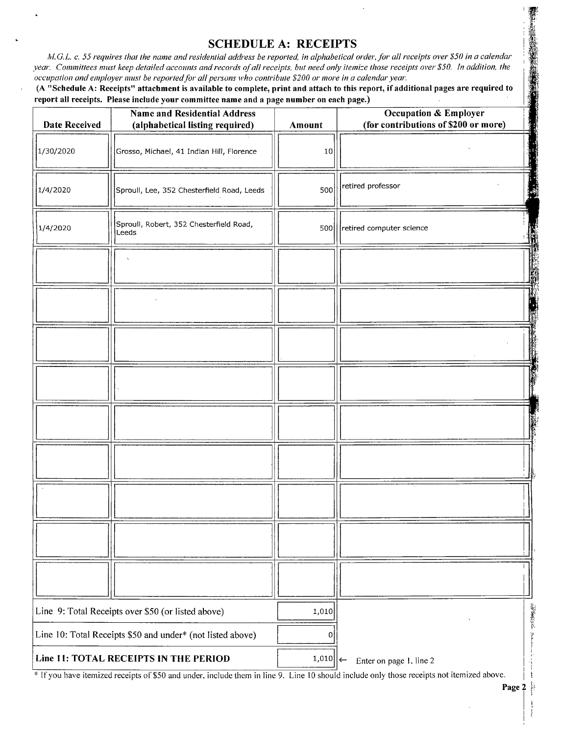## SCHEDULE A: RECEIPTS

*M.G.L. c. 55 requires that the name and residential address be reported, in alphabetical order, for all receipts over $50 in a calendar year. Committees must keep detailed accounts and records of all receipts, but need only itemize those receipts over $50. In addition, the occupation and employer must be reported for all persons who contribute $200 or more in a calendar year.*

**(A "Schedule A: Receipts" attachment is available to complete, print and attach to this report, if additional pages are required to report all receipts. Please include your committee name and a page number on each page.)**

| Date Received | Name and Residential Address (alphabetical listing required) | Amount | Occupation & Employer (for contributions of $200 or more) |
|---|---|---|---|
| 1/30/2020 | Grosso, Michael, 41 Indian Hill, Florence | 10 | |
| 1/4/2020 | Sproull, Lee, 352 Chesterfield Road, Leeds | 500 | retired professor |
| 1/4/2020 | Sproull, Robert, 352 Chesterfield Road, Leeds | 500 | retired computer science |
| | | | |
| | | | |
| | | | |
| | | | |
| | | | |
| | | | |
| | | | |
| | | | |
| | | | |

| | | |
|---|---|---|
| Line 9: Total Receipts over $50 (or listed above) | 1,010 | |
| Line 10: Total Receipts $50 and under* (not listed above) | 0 | |
| **Line 11: TOTAL RECEIPTS IN THE PERIOD** | 1,010 | ← Enter on page 1, line 2 |

* If you have itemized receipts of $50 and under, include them in line 9. Line 10 should include only those receipts not itemized above.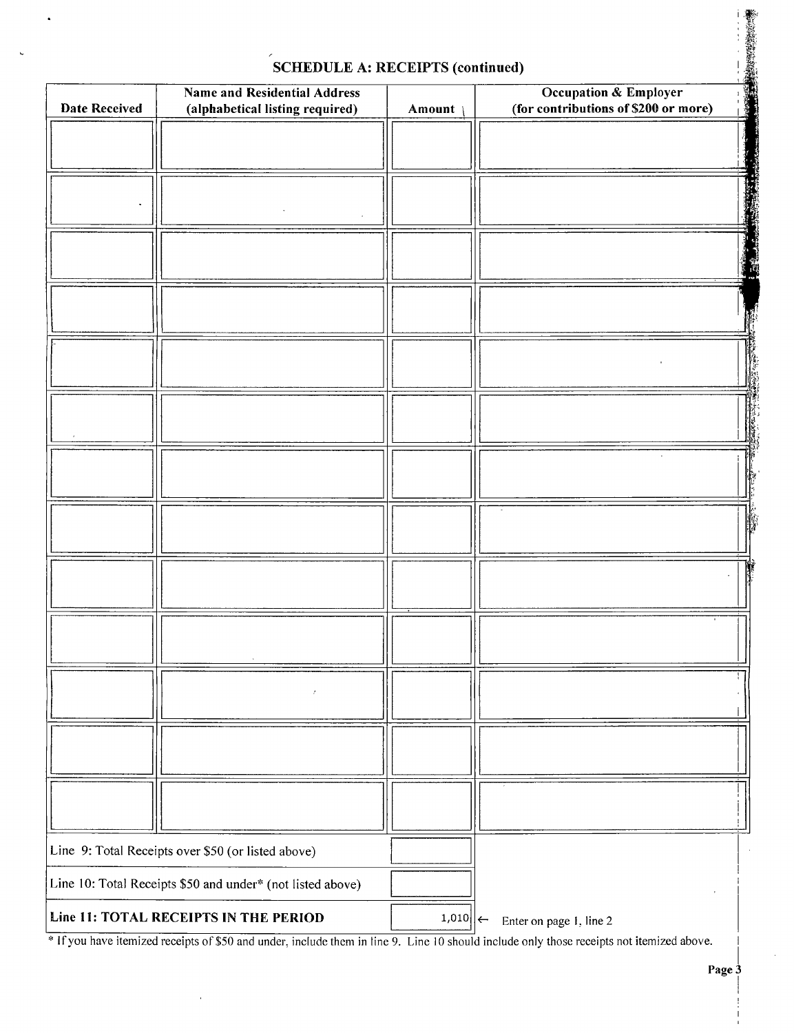## SCHEDULE A: RECEIPTS (continued)

| Date Received | Name and Residential Address (alphabetical listing required) | Amount | Occupation & Employer (for contributions of $200 or more) |
|---|---|---|---|
| | | | |
| | | | |
| | | | |
| | | | |
| | | | |
| | | | |
| | | | |
| | | | |
| | | | |
| | | | |
| | | | |
| | | | |
| | | | |

| | | |
|---|---|---|
| Line 9: Total Receipts over $50 (or listed above) | | |
| Line 10: Total Receipts $50 and under* (not listed above) | | |
| **Line 11: TOTAL RECEIPTS IN THE PERIOD** | 1,010 | ← Enter on page 1, line 2 |

* If you have itemized receipts of $50 and under, include them in line 9. Line 10 should include only those receipts not itemized above.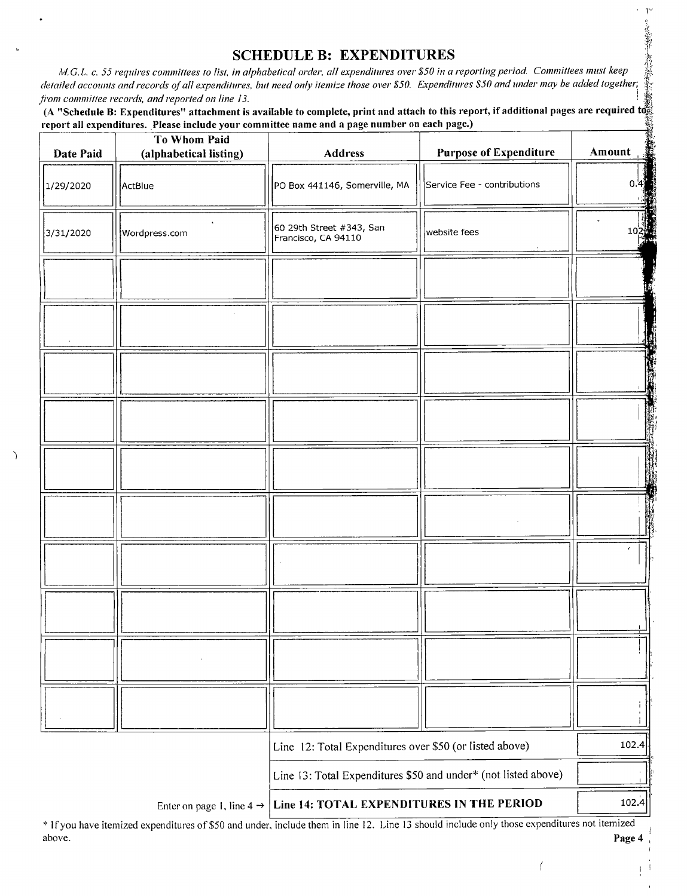## SCHEDULE B: EXPENDITURES

*M.G.L. c. 55 requires committees to list, in alphabetical order, all expenditures over $50 in a reporting period. Committees must keep detailed accounts and records of all expenditures, but need only itemize those over $50. Expenditures $50 and under may be added together, from committee records, and reported on line 13.*

**(A "Schedule B: Expenditures" attachment is available to complete, print and attach to this report, if additional pages are required to report all expenditures. Please include your committee name and a page number on each page.)**

| Date Paid | To Whom Paid (alphabetical listing) | Address | Purpose of Expenditure | Amount |
|---|---|---|---|---|
| 1/29/2020 | ActBlue | PO Box 441146, Somerville, MA | Service Fee - contributions | 0.4 |
| 3/31/2020 | Wordpress.com | 60 29th Street #343, San Francisco, CA 94110 | website fees | 102 |
| | | | | |
| | | | | |
| | | | | |
| | | | | |
| | | | | |
| | | | | |
| | | | | |
| | | | | |
| | | | | |
| | | | | |

| | |
|---|---|
| Line 12: Total Expenditures over $50 (or listed above) | 102.4 |
| Line 13: Total Expenditures $50 and under* (not listed above) | |
| Enter on page 1, line 4 → **Line 14: TOTAL EXPENDITURES IN THE PERIOD** | 102.4 |

* If you have itemized expenditures of $50 and under, include them in line 12. Line 13 should include only those expenditures not itemized above.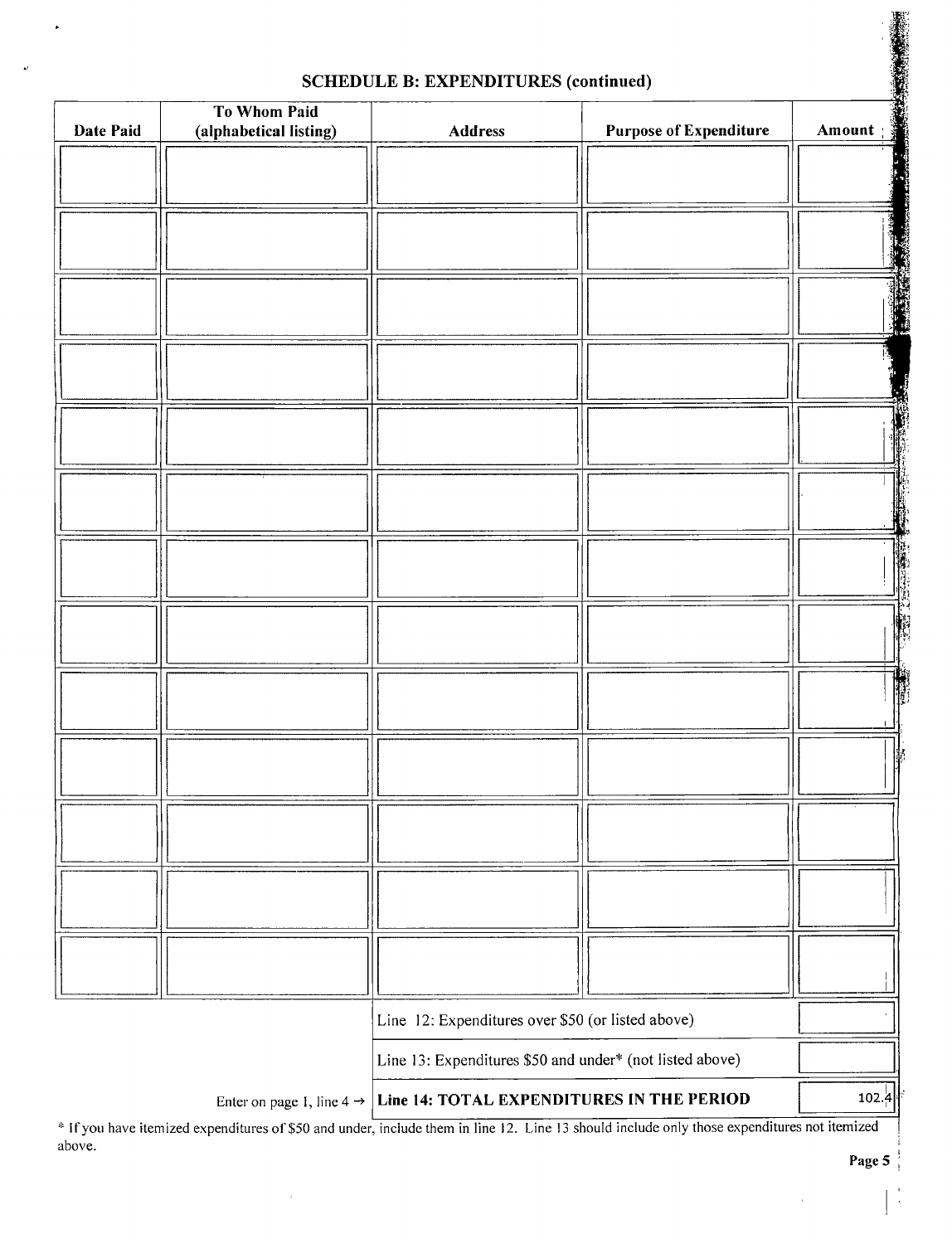## SCHEDULE B: EXPENDITURES (continued)

| Date Paid | To Whom Paid (alphabetical listing) | Address | Purpose of Expenditure | Amount |
|---|---|---|---|---|
| | | | | |
| | | | | |
| | | | | |
| | | | | |
| | | | | |
| | | | | |
| | | | | |
| | | | | |
| | | | | |
| | | | | |
| | | | | |
| | | | | |
| | | | | |

| | | |
|---|---|---|
| | Line 12: Expenditures over $50 (or listed above) | |
| | Line 13: Expenditures $50 and under* (not listed above) | |
| Enter on page 1, line 4 → | **Line 14: TOTAL EXPENDITURES IN THE PERIOD** | 102.4 |

* If you have itemized expenditures of $50 and under, include them in line 12. Line 13 should include only those expenditures not itemized above.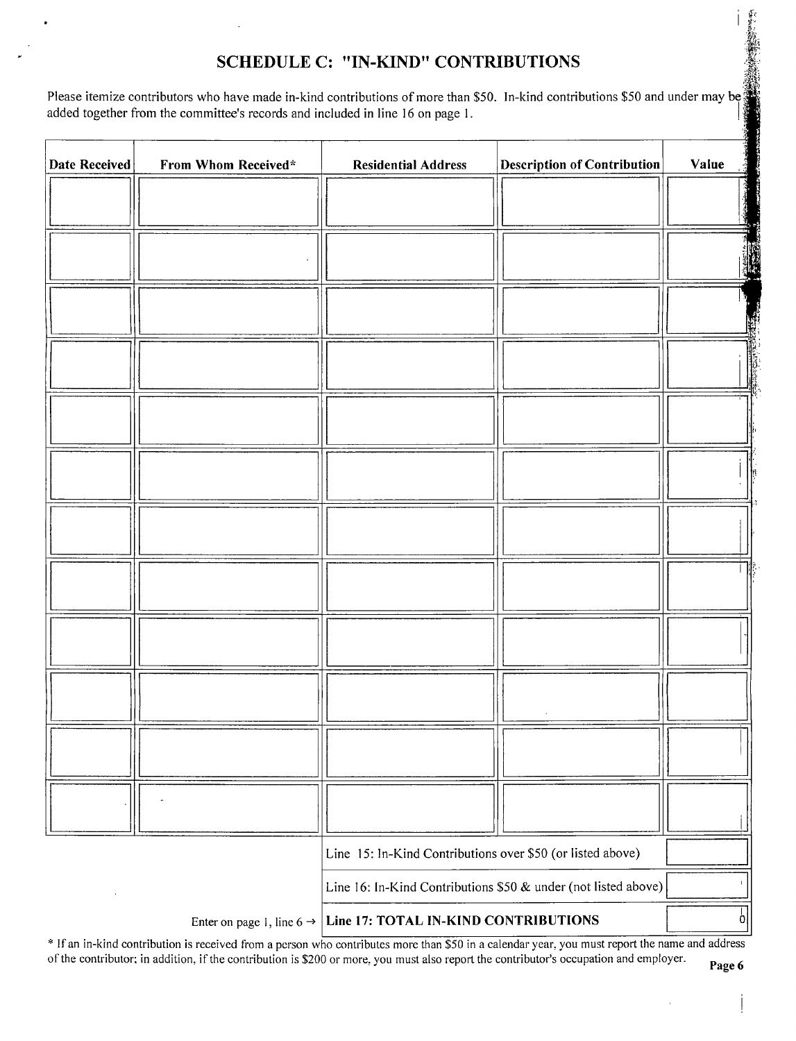# SCHEDULE C: "IN-KIND" CONTRIBUTIONS

Please itemize contributors who have made in-kind contributions of more than $50. In-kind contributions $50 and under may be added together from the committee's records and included in line 16 on page 1.

| Date Received | From Whom Received* | Residential Address | Description of Contribution | Value |
|---|---|---|---|---|
| | | | | |
| | | | | |
| | | | | |
| | | | | |
| | | | | |
| | | | | |
| | | | | |
| | | | | |
| | | | | |
| | | | | |
| | | | | |
| | | | | |

| | |
|---|---|
| Line 15: In-Kind Contributions over $50 (or listed above) | |
| Line 16: In-Kind Contributions $50 & under (not listed above) | |
| Enter on page 1, line 6 → **Line 17: TOTAL IN-KIND CONTRIBUTIONS** | 0 |

\* If an in-kind contribution is received from a person who contributes more than $50 in a calendar year, you must report the name and address of the contributor; in addition, if the contribution is $200 or more, you must also report the contributor's occupation and employer.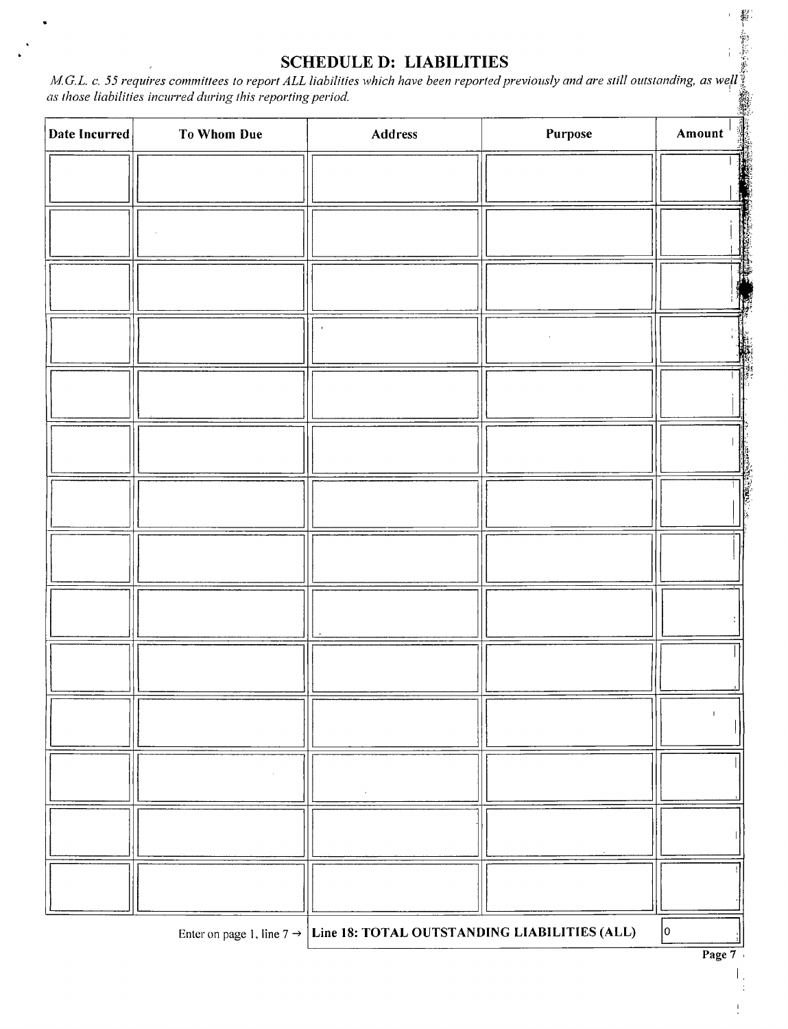## SCHEDULE D: LIABILITIES

*M.G.L. c. 55 requires committees to report ALL liabilities which have been reported previously and are still outstanding, as well as those liabilities incurred during this reporting period.*

| Date Incurred | To Whom Due | Address | Purpose | Amount |
|---|---|---|---|---|
| | | | | |
| | | | | |
| | | | | |
| | | | | |
| | | | | |
| | | | | |
| | | | | |
| | | | | |
| | | | | |
| | | | | |
| | | | | |
| | | | | |
| | | | | |
| | | | | |

Enter on page 1, line 7 → **Line 18: TOTAL OUTSTANDING LIABILITIES (ALL)** 0